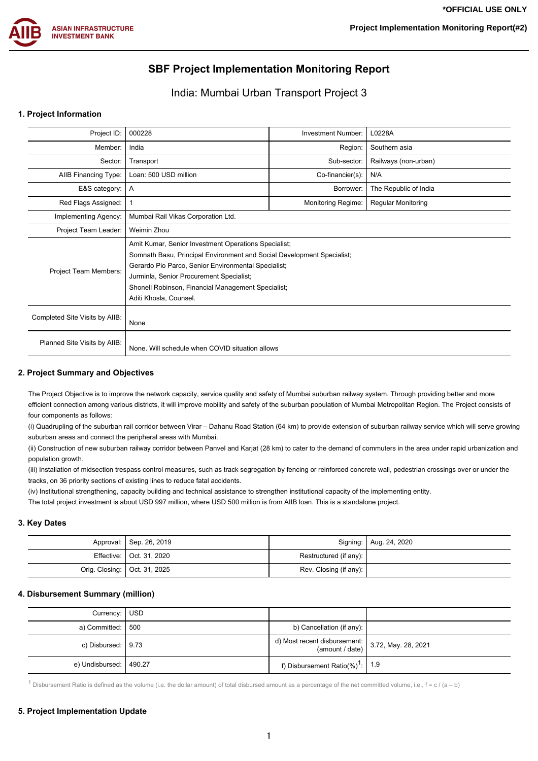*OFFICIAL USE ONLY

Project Implementation Monitoring Report(#2)

# SBF Project Implementation Monitoring Report

## India: Mumbai Urban Transport Project 3

### 1. Project Information

| | | | |
|---|---|---|---|
| Project ID: | 000228 | Investment Number: | L0228A |
| Member: | India | Region: | Southern asia |
| Sector: | Transport | Sub-sector: | Railways (non-urban) |
| AIIB Financing Type: | Loan: 500 USD million | Co-financier(s): | N/A |
| E&S category: | A | Borrower: | The Republic of India |
| Red Flags Assigned: | 1 | Monitoring Regime: | Regular Monitoring |
| Implementing Agency: | Mumbai Rail Vikas Corporation Ltd. | | |
| Project Team Leader: | Weimin Zhou | | |
| Project Team Members: | Amit Kumar, Senior Investment Operations Specialist;<br>Somnath Basu, Principal Environment and Social Development Specialist;<br>Gerardo Pio Parco, Senior Environmental Specialist;<br>Jurminla, Senior Procurement Specialist;<br>Shonell Robinson, Financial Management Specialist;<br>Aditi Khosla, Counsel. | | |
| Completed Site Visits by AIIB: | None | | |
| Planned Site Visits by AIIB: | None. Will schedule when COVID situation allows | | |

### 2. Project Summary and Objectives

The Project Objective is to improve the network capacity, service quality and safety of Mumbai suburban railway system. Through providing better and more efficient connection among various districts, it will improve mobility and safety of the suburban population of Mumbai Metropolitan Region. The Project consists of four components as follows:

(i) Quadrupling of the suburban rail corridor between Virar – Dahanu Road Station (64 km) to provide extension of suburban railway service which will serve growing suburban areas and connect the peripheral areas with Mumbai.

(ii) Construction of new suburban railway corridor between Panvel and Karjat (28 km) to cater to the demand of commuters in the area under rapid urbanization and population growth.

(iii) Installation of midsection trespass control measures, such as track segregation by fencing or reinforced concrete wall, pedestrian crossings over or under the tracks, on 36 priority sections of existing lines to reduce fatal accidents.

(iv) Institutional strengthening, capacity building and technical assistance to strengthen institutional capacity of the implementing entity.

The total project investment is about USD 997 million, where USD 500 million is from AIIB loan. This is a standalone project.

### 3. Key Dates

| | | | |
|---|---|---|---|
| Approval: | Sep. 26, 2019 | Signing: | Aug. 24, 2020 |
| Effective: | Oct. 31, 2020 | Restructured (if any): | |
| Orig. Closing: | Oct. 31, 2025 | Rev. Closing (if any): | |

### 4. Disbursement Summary (million)

| | | | |
|---|---|---|---|
| Currency: | USD | | |
| a) Committed: | 500 | b) Cancellation (if any): | |
| c) Disbursed: | 9.73 | d) Most recent disbursement: (amount / date) | 3.72, May. 28, 2021 |
| e) Undisbursed: | 490.27 | f) Disbursement Ratio(%)[1]: | 1.9 |

[1] Disbursement Ratio is defined as the volume (i.e. the dollar amount) of total disbursed amount as a percentage of the net committed volume, i.e., f = c / (a – b)

### 5. Project Implementation Update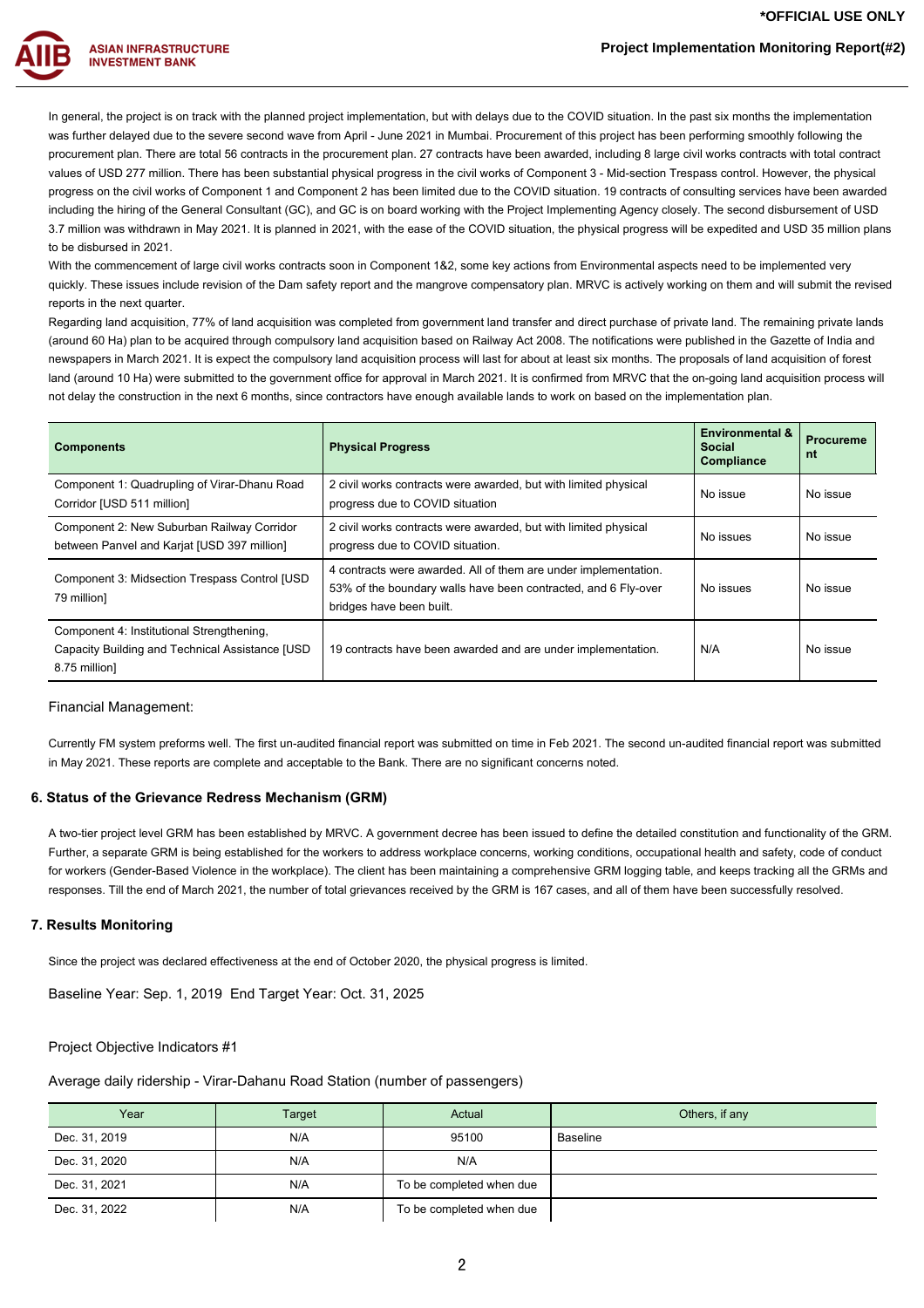In general, the project is on track with the planned project implementation, but with delays due to the COVID situation. In the past six months the implementation was further delayed due to the severe second wave from April - June 2021 in Mumbai. Procurement of this project has been performing smoothly following the procurement plan. There are total 56 contracts in the procurement plan. 27 contracts have been awarded, including 8 large civil works contracts with total contract values of USD 277 million. There has been substantial physical progress in the civil works of Component 3 - Mid-section Trespass control. However, the physical progress on the civil works of Component 1 and Component 2 has been limited due to the COVID situation. 19 contracts of consulting services have been awarded including the hiring of the General Consultant (GC), and GC is on board working with the Project Implementing Agency closely. The second disbursement of USD 3.7 million was withdrawn in May 2021. It is planned in 2021, with the ease of the COVID situation, the physical progress will be expedited and USD 35 million plans to be disbursed in 2021.

With the commencement of large civil works contracts soon in Component 1&2, some key actions from Environmental aspects need to be implemented very quickly. These issues include revision of the Dam safety report and the mangrove compensatory plan. MRVC is actively working on them and will submit the revised reports in the next quarter.

Regarding land acquisition, 77% of land acquisition was completed from government land transfer and direct purchase of private land. The remaining private lands (around 60 Ha) plan to be acquired through compulsory land acquisition based on Railway Act 2008. The notifications were published in the Gazette of India and newspapers in March 2021. It is expect the compulsory land acquisition process will last for about at least six months. The proposals of land acquisition of forest land (around 10 Ha) were submitted to the government office for approval in March 2021. It is confirmed from MRVC that the on-going land acquisition process will not delay the construction in the next 6 months, since contractors have enough available lands to work on based on the implementation plan.

| Components | Physical Progress | Environmental & Social Compliance | Procurement |
|---|---|---|---|
| Component 1: Quadrupling of Virar-Dhanu Road Corridor [USD 511 million] | 2 civil works contracts were awarded, but with limited physical progress due to COVID situation | No issue | No issue |
| Component 2: New Suburban Railway Corridor between Panvel and Karjat [USD 397 million] | 2 civil works contracts were awarded, but with limited physical progress due to COVID situation. | No issues | No issue |
| Component 3: Midsection Trespass Control [USD 79 million] | 4 contracts were awarded. All of them are under implementation. 53% of the boundary walls have been contracted, and 6 Fly-over bridges have been built. | No issues | No issue |
| Component 4: Institutional Strengthening, Capacity Building and Technical Assistance [USD 8.75 million] | 19 contracts have been awarded and are under implementation. | N/A | No issue |

Financial Management:

Currently FM system preforms well. The first un-audited financial report was submitted on time in Feb 2021. The second un-audited financial report was submitted in May 2021. These reports are complete and acceptable to the Bank. There are no significant concerns noted.

### 6. Status of the Grievance Redress Mechanism (GRM)

A two-tier project level GRM has been established by MRVC. A government decree has been issued to define the detailed constitution and functionality of the GRM. Further, a separate GRM is being established for the workers to address workplace concerns, working conditions, occupational health and safety, code of conduct for workers (Gender-Based Violence in the workplace). The client has been maintaining a comprehensive GRM logging table, and keeps tracking all the GRMs and responses. Till the end of March 2021, the number of total grievances received by the GRM is 167 cases, and all of them have been successfully resolved.

### 7. Results Monitoring

Since the project was declared effectiveness at the end of October 2020, the physical progress is limited.

Baseline Year: Sep. 1, 2019  End Target Year: Oct. 31, 2025

Project Objective Indicators #1

Average daily ridership - Virar-Dahanu Road Station (number of passengers)

| Year | Target | Actual | Others, if any |
|---|---|---|---|
| Dec. 31, 2019 | N/A | 95100 | Baseline |
| Dec. 31, 2020 | N/A | N/A | |
| Dec. 31, 2021 | N/A | To be completed when due | |
| Dec. 31, 2022 | N/A | To be completed when due | |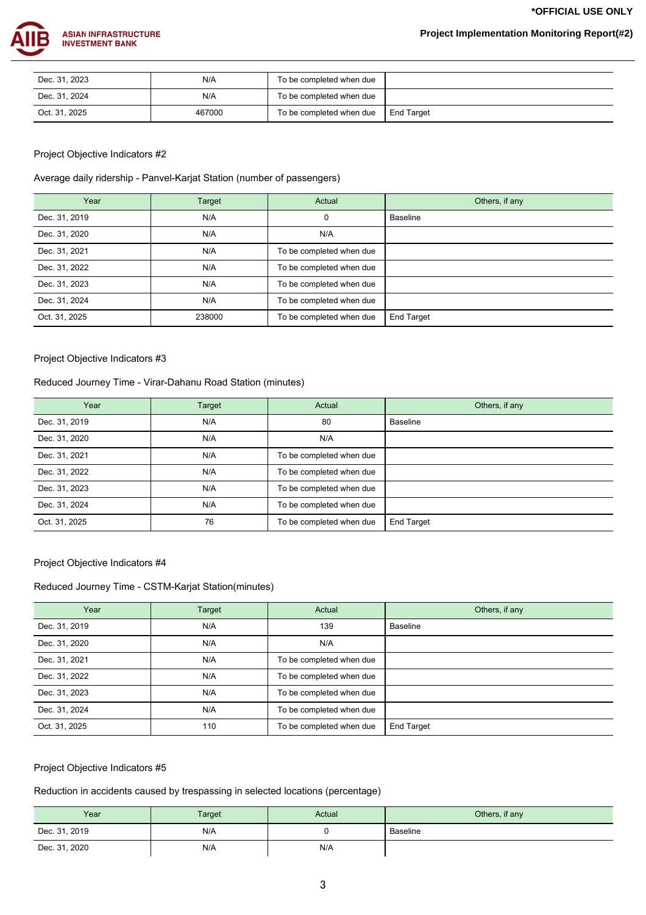| Dec. 31, 2023 | N/A | To be completed when due | |
|---|---|---|---|
| Dec. 31, 2024 | N/A | To be completed when due | |
| Oct. 31, 2025 | 467000 | To be completed when due | End Target |

Project Objective Indicators #2

Average daily ridership - Panvel-Karjat Station (number of passengers)

| Year | Target | Actual | Others, if any |
|---|---|---|---|
| Dec. 31, 2019 | N/A | 0 | Baseline |
| Dec. 31, 2020 | N/A | N/A | |
| Dec. 31, 2021 | N/A | To be completed when due | |
| Dec. 31, 2022 | N/A | To be completed when due | |
| Dec. 31, 2023 | N/A | To be completed when due | |
| Dec. 31, 2024 | N/A | To be completed when due | |
| Oct. 31, 2025 | 238000 | To be completed when due | End Target |

Project Objective Indicators #3

Reduced Journey Time - Virar-Dahanu Road Station (minutes)

| Year | Target | Actual | Others, if any |
|---|---|---|---|
| Dec. 31, 2019 | N/A | 80 | Baseline |
| Dec. 31, 2020 | N/A | N/A | |
| Dec. 31, 2021 | N/A | To be completed when due | |
| Dec. 31, 2022 | N/A | To be completed when due | |
| Dec. 31, 2023 | N/A | To be completed when due | |
| Dec. 31, 2024 | N/A | To be completed when due | |
| Oct. 31, 2025 | 76 | To be completed when due | End Target |

Project Objective Indicators #4

Reduced Journey Time - CSTM-Karjat Station(minutes)

| Year | Target | Actual | Others, if any |
|---|---|---|---|
| Dec. 31, 2019 | N/A | 139 | Baseline |
| Dec. 31, 2020 | N/A | N/A | |
| Dec. 31, 2021 | N/A | To be completed when due | |
| Dec. 31, 2022 | N/A | To be completed when due | |
| Dec. 31, 2023 | N/A | To be completed when due | |
| Dec. 31, 2024 | N/A | To be completed when due | |
| Oct. 31, 2025 | 110 | To be completed when due | End Target |

Project Objective Indicators #5

Reduction in accidents caused by trespassing in selected locations (percentage)

| Year | Target | Actual | Others, if any |
|---|---|---|---|
| Dec. 31, 2019 | N/A | 0 | Baseline |
| Dec. 31, 2020 | N/A | N/A | |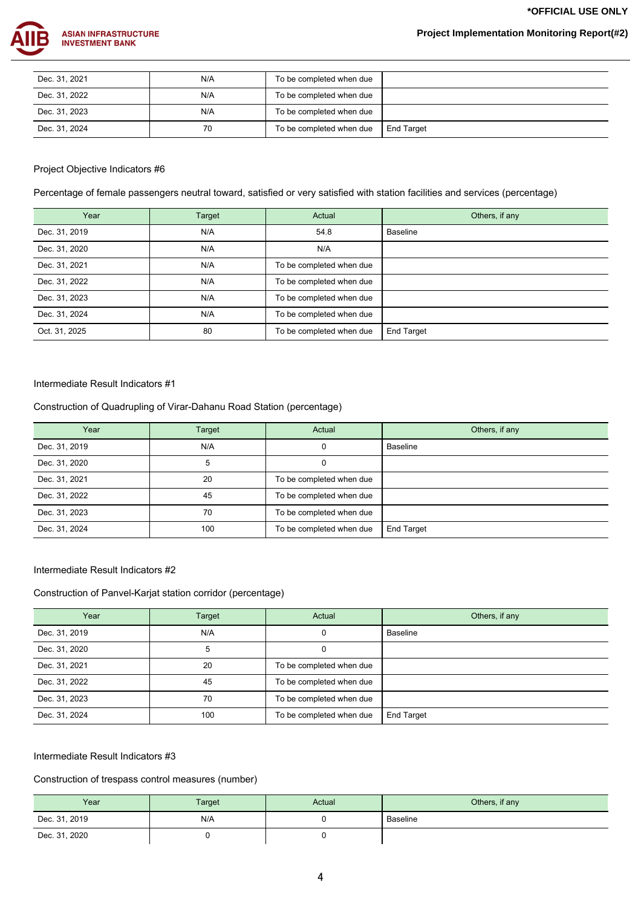| Dec. 31, 2021 | N/A | To be completed when due | |
|---|---|---|---|
| Dec. 31, 2022 | N/A | To be completed when due | |
| Dec. 31, 2023 | N/A | To be completed when due | |
| Dec. 31, 2024 | 70 | To be completed when due | End Target |

Project Objective Indicators #6

Percentage of female passengers neutral toward, satisfied or very satisfied with station facilities and services (percentage)

| Year | Target | Actual | Others, if any |
|---|---|---|---|
| Dec. 31, 2019 | N/A | 54.8 | Baseline |
| Dec. 31, 2020 | N/A | N/A | |
| Dec. 31, 2021 | N/A | To be completed when due | |
| Dec. 31, 2022 | N/A | To be completed when due | |
| Dec. 31, 2023 | N/A | To be completed when due | |
| Dec. 31, 2024 | N/A | To be completed when due | |
| Oct. 31, 2025 | 80 | To be completed when due | End Target |

Intermediate Result Indicators #1

Construction of Quadrupling of Virar-Dahanu Road Station (percentage)

| Year | Target | Actual | Others, if any |
|---|---|---|---|
| Dec. 31, 2019 | N/A | 0 | Baseline |
| Dec. 31, 2020 | 5 | 0 | |
| Dec. 31, 2021 | 20 | To be completed when due | |
| Dec. 31, 2022 | 45 | To be completed when due | |
| Dec. 31, 2023 | 70 | To be completed when due | |
| Dec. 31, 2024 | 100 | To be completed when due | End Target |

Intermediate Result Indicators #2

Construction of Panvel-Karjat station corridor (percentage)

| Year | Target | Actual | Others, if any |
|---|---|---|---|
| Dec. 31, 2019 | N/A | 0 | Baseline |
| Dec. 31, 2020 | 5 | 0 | |
| Dec. 31, 2021 | 20 | To be completed when due | |
| Dec. 31, 2022 | 45 | To be completed when due | |
| Dec. 31, 2023 | 70 | To be completed when due | |
| Dec. 31, 2024 | 100 | To be completed when due | End Target |

Intermediate Result Indicators #3

Construction of trespass control measures (number)

| Year | Target | Actual | Others, if any |
|---|---|---|---|
| Dec. 31, 2019 | N/A | 0 | Baseline |
| Dec. 31, 2020 | 0 | 0 | |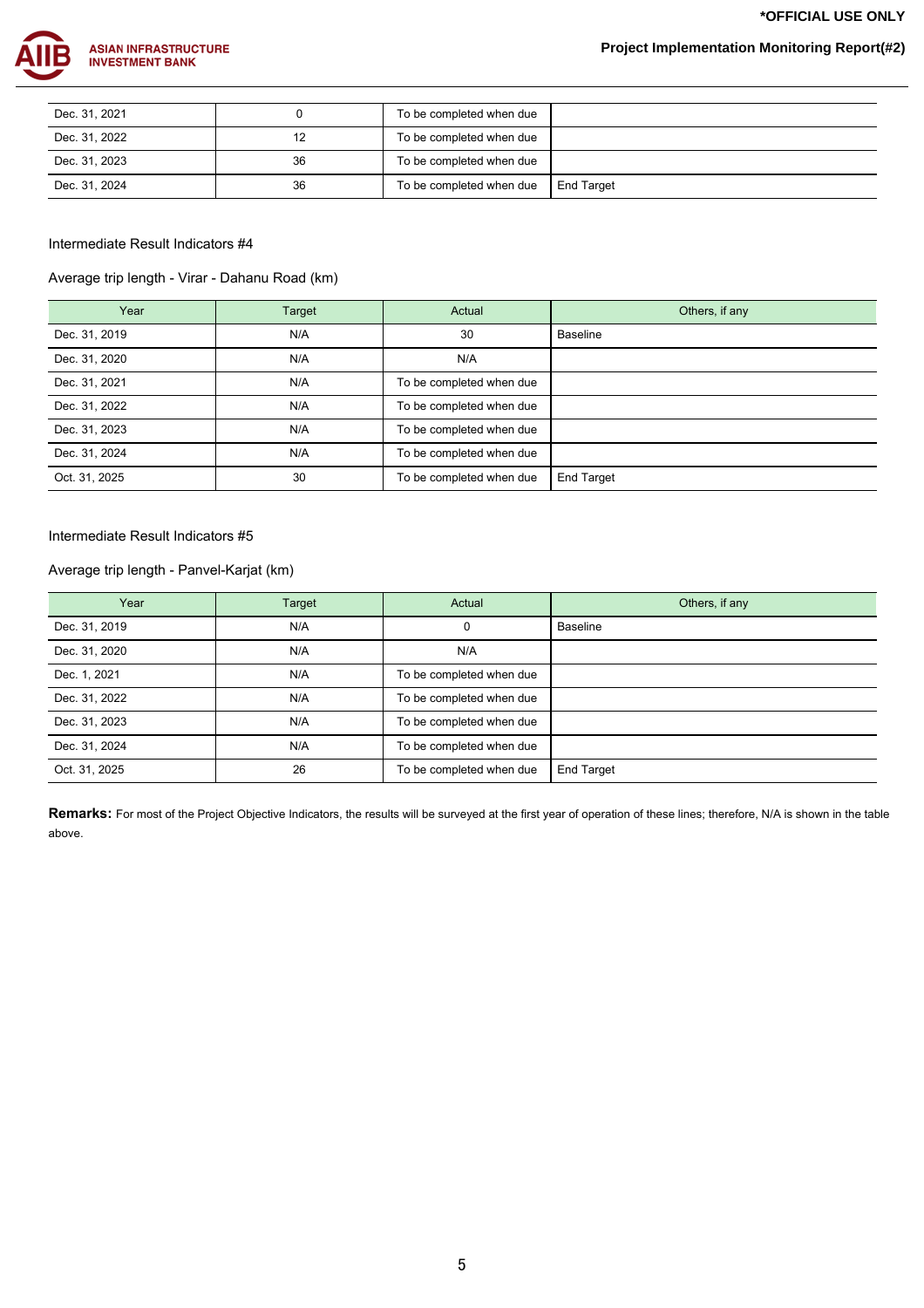| | | | |
|---|---|---|---|
| Dec. 31, 2021 | 0 | To be completed when due | |
| Dec. 31, 2022 | 12 | To be completed when due | |
| Dec. 31, 2023 | 36 | To be completed when due | |
| Dec. 31, 2024 | 36 | To be completed when due | End Target |

Intermediate Result Indicators #4

Average trip length - Virar - Dahanu Road (km)

| Year | Target | Actual | Others, if any |
|---|---|---|---|
| Dec. 31, 2019 | N/A | 30 | Baseline |
| Dec. 31, 2020 | N/A | N/A | |
| Dec. 31, 2021 | N/A | To be completed when due | |
| Dec. 31, 2022 | N/A | To be completed when due | |
| Dec. 31, 2023 | N/A | To be completed when due | |
| Dec. 31, 2024 | N/A | To be completed when due | |
| Oct. 31, 2025 | 30 | To be completed when due | End Target |

Intermediate Result Indicators #5

Average trip length - Panvel-Karjat (km)

| Year | Target | Actual | Others, if any |
|---|---|---|---|
| Dec. 31, 2019 | N/A | 0 | Baseline |
| Dec. 31, 2020 | N/A | N/A | |
| Dec. 1, 2021 | N/A | To be completed when due | |
| Dec. 31, 2022 | N/A | To be completed when due | |
| Dec. 31, 2023 | N/A | To be completed when due | |
| Dec. 31, 2024 | N/A | To be completed when due | |
| Oct. 31, 2025 | 26 | To be completed when due | End Target |

**Remarks:** For most of the Project Objective Indicators, the results will be surveyed at the first year of operation of these lines; therefore, N/A is shown in the table above.